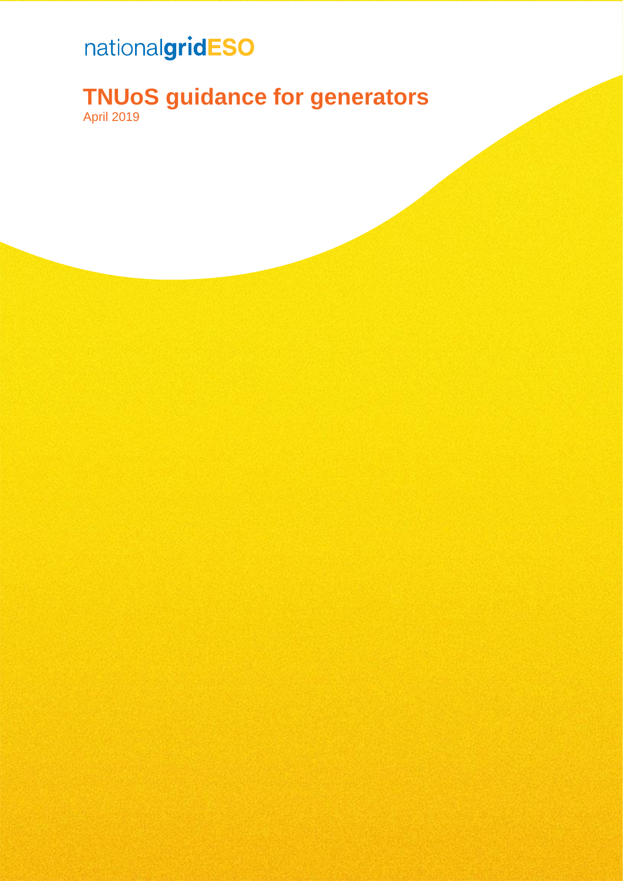nationalgridESO

# TNUoS guidance for generators

April 2019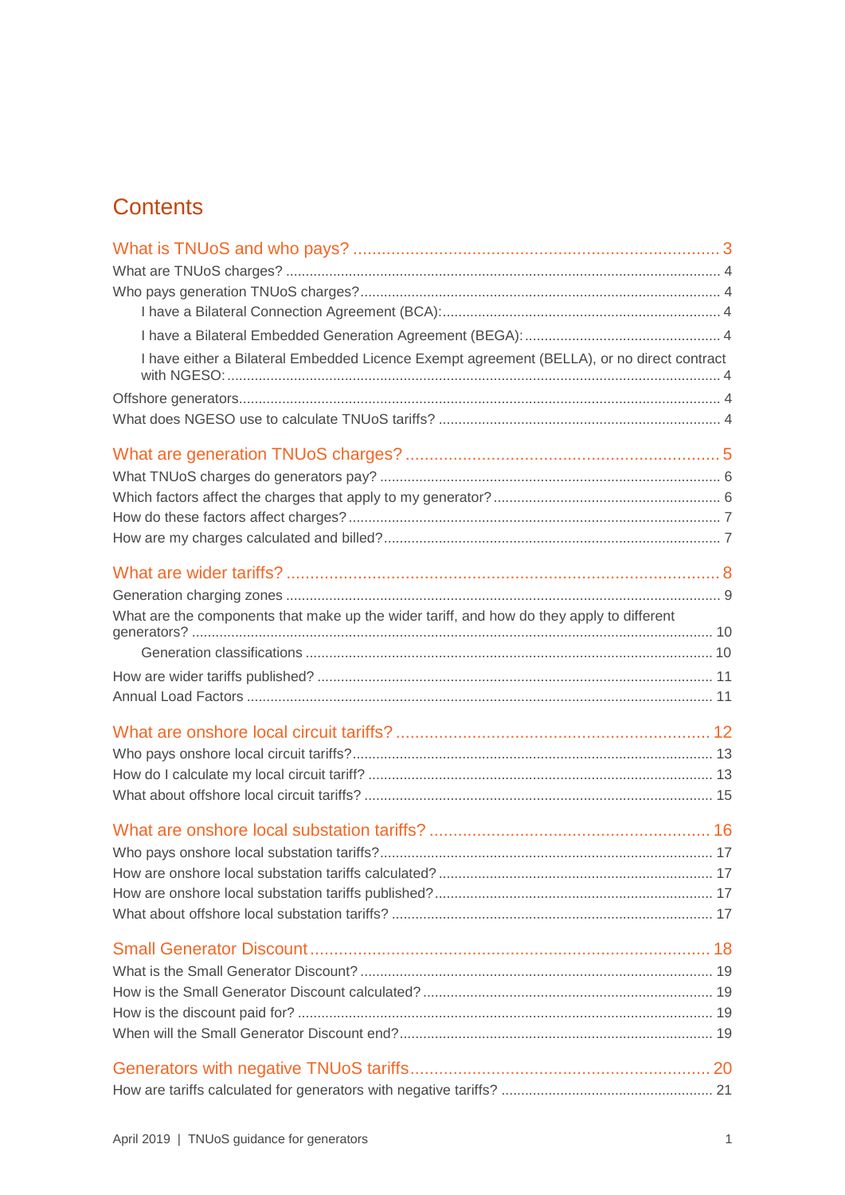# Contents

**What is TNUoS and who pays? ... 3**

- What are TNUoS charges? ... 4
- Who pays generation TNUoS charges? ... 4
  - I have a Bilateral Connection Agreement (BCA): ... 4
  - I have a Bilateral Embedded Generation Agreement (BEGA): ... 4
  - I have either a Bilateral Embedded Licence Exempt agreement (BELLA), or no direct contract with NGESO: ... 4
- Offshore generators ... 4
- What does NGESO use to calculate TNUoS tariffs? ... 4

**What are generation TNUoS charges? ... 5**

- What TNUoS charges do generators pay? ... 6
- Which factors affect the charges that apply to my generator? ... 6
- How do these factors affect charges? ... 7
- How are my charges calculated and billed? ... 7

**What are wider tariffs? ... 8**

- Generation charging zones ... 9
- What are the components that make up the wider tariff, and how do they apply to different generators? ... 10
  - Generation classifications ... 10
- How are wider tariffs published? ... 11
- Annual Load Factors ... 11

**What are onshore local circuit tariffs? ... 12**

- Who pays onshore local circuit tariffs? ... 13
- How do I calculate my local circuit tariff? ... 13
- What about offshore local circuit tariffs? ... 15

**What are onshore local substation tariffs? ... 16**

- Who pays onshore local substation tariffs? ... 17
- How are onshore local substation tariffs calculated? ... 17
- How are onshore local substation tariffs published? ... 17
- What about offshore local substation tariffs? ... 17

**Small Generator Discount ... 18**

- What is the Small Generator Discount? ... 19
- How is the Small Generator Discount calculated? ... 19
- How is the discount paid for? ... 19
- When will the Small Generator Discount end? ... 19

**Generators with negative TNUoS tariffs ... 20**

- How are tariffs calculated for generators with negative tariffs? ... 21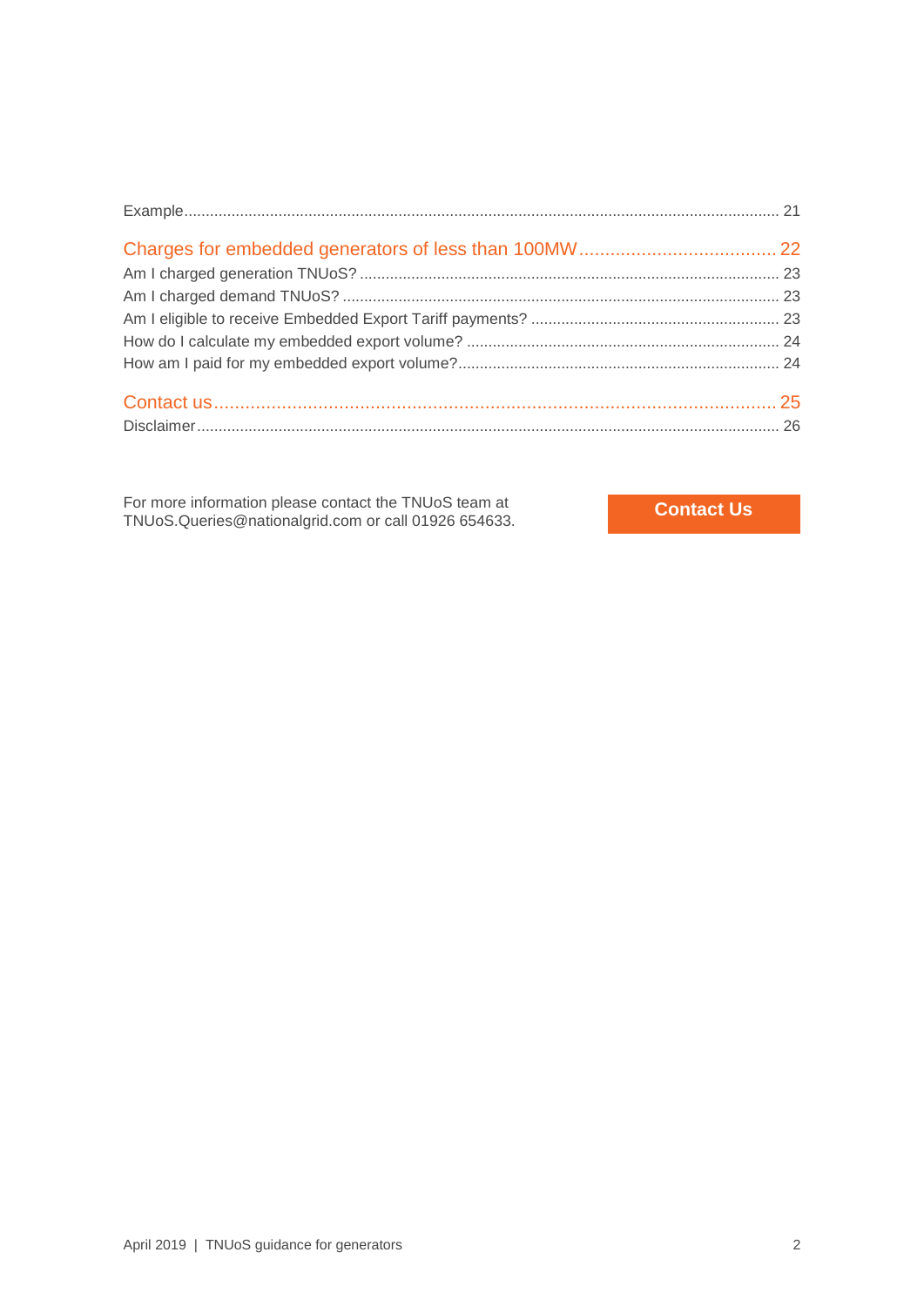Example ........................................................................................................................................ 21

Charges for embedded generators of less than 100MW ..................................... 22

Am I charged generation TNUoS? ................................................................................................ 23

Am I charged demand TNUoS? .................................................................................................... 23

Am I eligible to receive Embedded Export Tariff payments? ......................................................... 23

How do I calculate my embedded export volume? ........................................................................ 24

How am I paid for my embedded export volume? ......................................................................... 24

Contact us ........................................................................................................ 25

Disclaimer ...................................................................................................................................... 26

For more information please contact the TNUoS team at TNUoS.Queries@nationalgrid.com or call 01926 654633.

**Contact Us**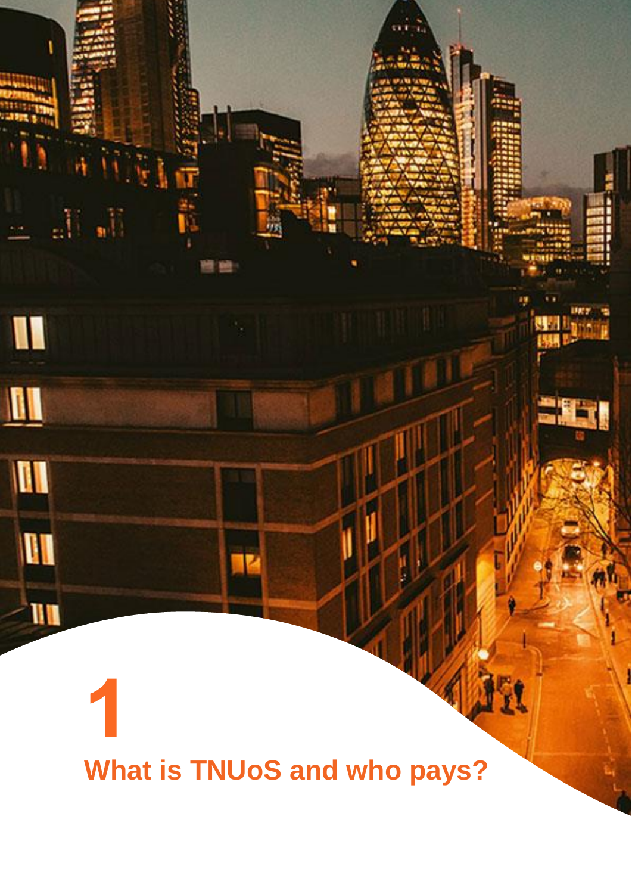# 1

# What is TNUoS and who pays?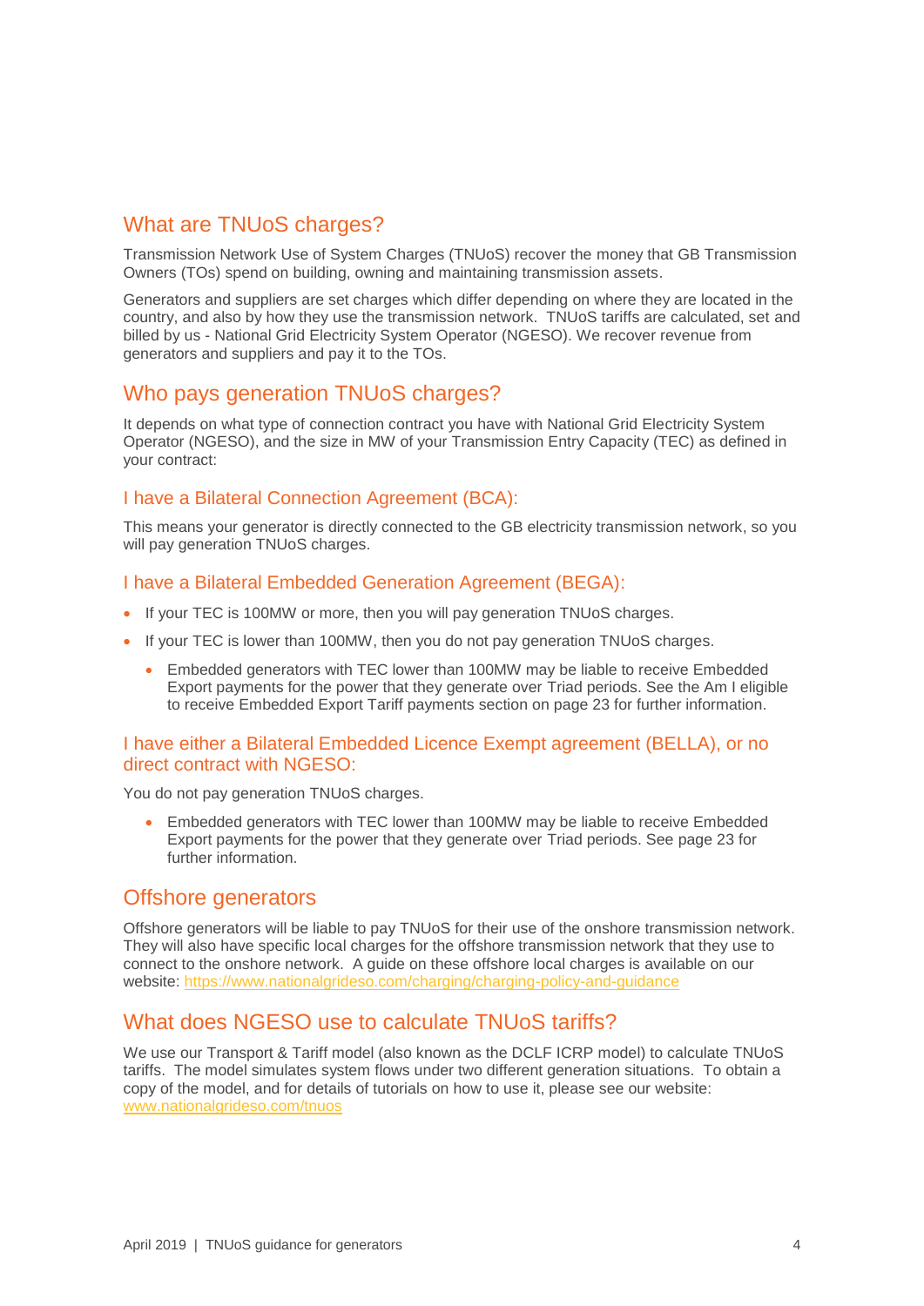## What are TNUoS charges?

Transmission Network Use of System Charges (TNUoS) recover the money that GB Transmission Owners (TOs) spend on building, owning and maintaining transmission assets.

Generators and suppliers are set charges which differ depending on where they are located in the country, and also by how they use the transmission network. TNUoS tariffs are calculated, set and billed by us - National Grid Electricity System Operator (NGESO). We recover revenue from generators and suppliers and pay it to the TOs.

## Who pays generation TNUoS charges?

It depends on what type of connection contract you have with National Grid Electricity System Operator (NGESO), and the size in MW of your Transmission Entry Capacity (TEC) as defined in your contract:

### I have a Bilateral Connection Agreement (BCA):

This means your generator is directly connected to the GB electricity transmission network, so you will pay generation TNUoS charges.

### I have a Bilateral Embedded Generation Agreement (BEGA):

- If your TEC is 100MW or more, then you will pay generation TNUoS charges.
- If your TEC is lower than 100MW, then you do not pay generation TNUoS charges.
  - Embedded generators with TEC lower than 100MW may be liable to receive Embedded Export payments for the power that they generate over Triad periods. See the Am I eligible to receive Embedded Export Tariff payments section on page 23 for further information.

### I have either a Bilateral Embedded Licence Exempt agreement (BELLA), or no direct contract with NGESO:

You do not pay generation TNUoS charges.

- Embedded generators with TEC lower than 100MW may be liable to receive Embedded Export payments for the power that they generate over Triad periods. See page 23 for further information.

## Offshore generators

Offshore generators will be liable to pay TNUoS for their use of the onshore transmission network. They will also have specific local charges for the offshore transmission network that they use to connect to the onshore network. A guide on these offshore local charges is available on our website: https://www.nationalgrideso.com/charging/charging-policy-and-guidance

## What does NGESO use to calculate TNUoS tariffs?

We use our Transport & Tariff model (also known as the DCLF ICRP model) to calculate TNUoS tariffs. The model simulates system flows under two different generation situations. To obtain a copy of the model, and for details of tutorials on how to use it, please see our website: www.nationalgrideso.com/tnuos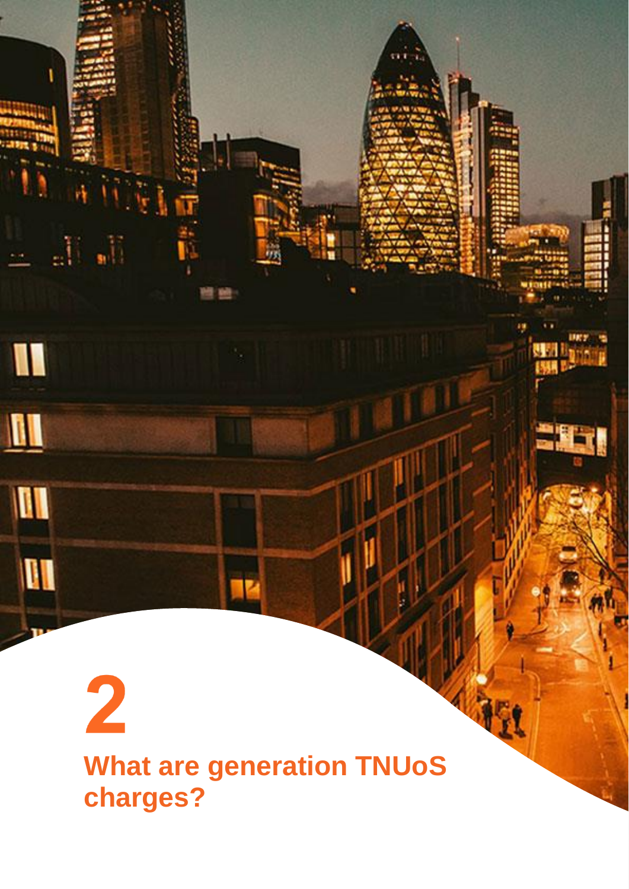# 2

# What are generation TNUoS charges?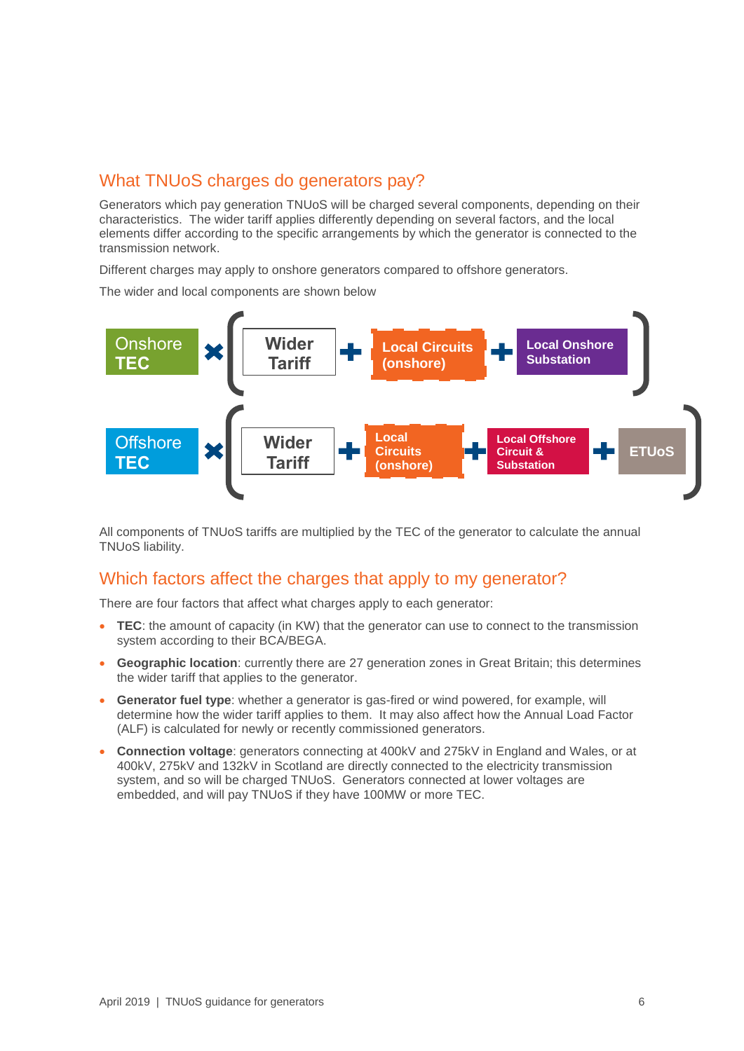## What TNUoS charges do generators pay?

Generators which pay generation TNUoS will be charged several components, depending on their characteristics. The wider tariff applies differently depending on several factors, and the local elements differ according to the specific arrangements by which the generator is connected to the transmission network.

Different charges may apply to onshore generators compared to offshore generators.

The wider and local components are shown below

**Onshore TEC** × ( **Wider Tariff** + **Local Circuits (onshore)** + **Local Onshore Substation** )

**Offshore TEC** × ( **Wider Tariff** + **Local Circuits (onshore)** + **Local Offshore Circuit & Substation** + **ETUoS** )

All components of TNUoS tariffs are multiplied by the TEC of the generator to calculate the annual TNUoS liability.

## Which factors affect the charges that apply to my generator?

There are four factors that affect what charges apply to each generator:

- **TEC**: the amount of capacity (in KW) that the generator can use to connect to the transmission system according to their BCA/BEGA.
- **Geographic location**: currently there are 27 generation zones in Great Britain; this determines the wider tariff that applies to the generator.
- **Generator fuel type**: whether a generator is gas-fired or wind powered, for example, will determine how the wider tariff applies to them. It may also affect how the Annual Load Factor (ALF) is calculated for newly or recently commissioned generators.
- **Connection voltage**: generators connecting at 400kV and 275kV in England and Wales, or at 400kV, 275kV and 132kV in Scotland are directly connected to the electricity transmission system, and so will be charged TNUoS. Generators connected at lower voltages are embedded, and will pay TNUoS if they have 100MW or more TEC.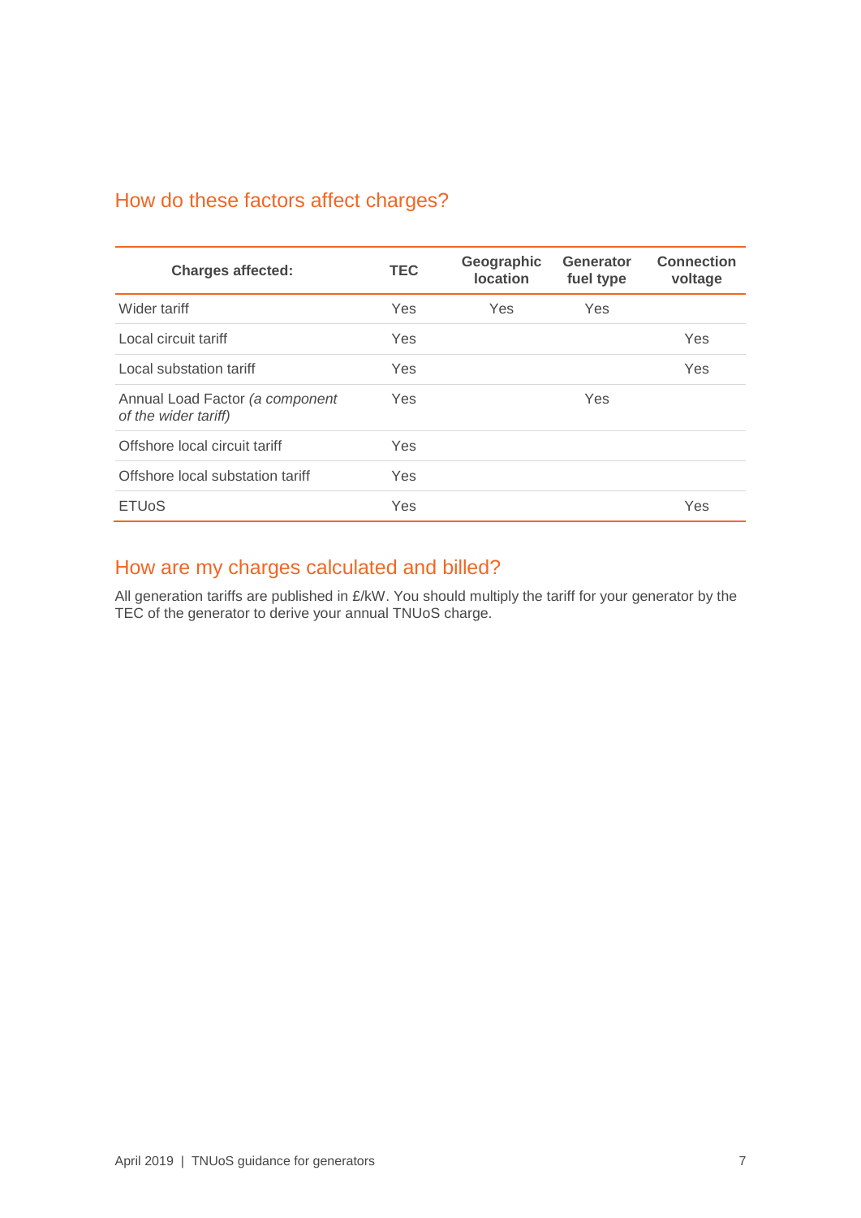## How do these factors affect charges?

| Charges affected: | TEC | Geographic location | Generator fuel type | Connection voltage |
|---|---|---|---|---|
| Wider tariff | Yes | Yes | Yes | |
| Local circuit tariff | Yes | | | Yes |
| Local substation tariff | Yes | | | Yes |
| Annual Load Factor *(a component of the wider tariff)* | Yes | | Yes | |
| Offshore local circuit tariff | Yes | | | |
| Offshore local substation tariff | Yes | | | |
| ETUoS | Yes | | | Yes |

## How are my charges calculated and billed?

All generation tariffs are published in £/kW. You should multiply the tariff for your generator by the TEC of the generator to derive your annual TNUoS charge.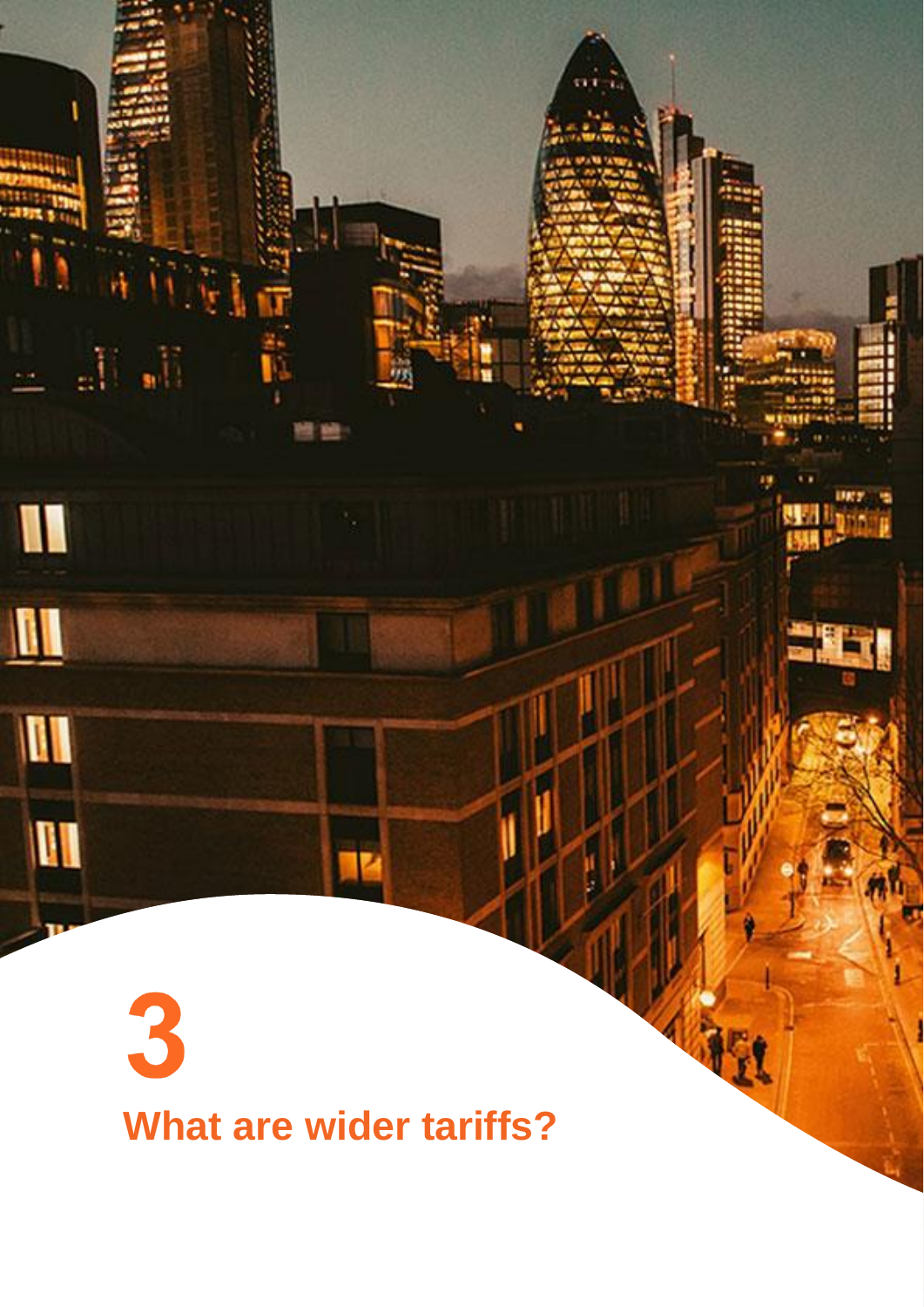# 3

## What are wider tariffs?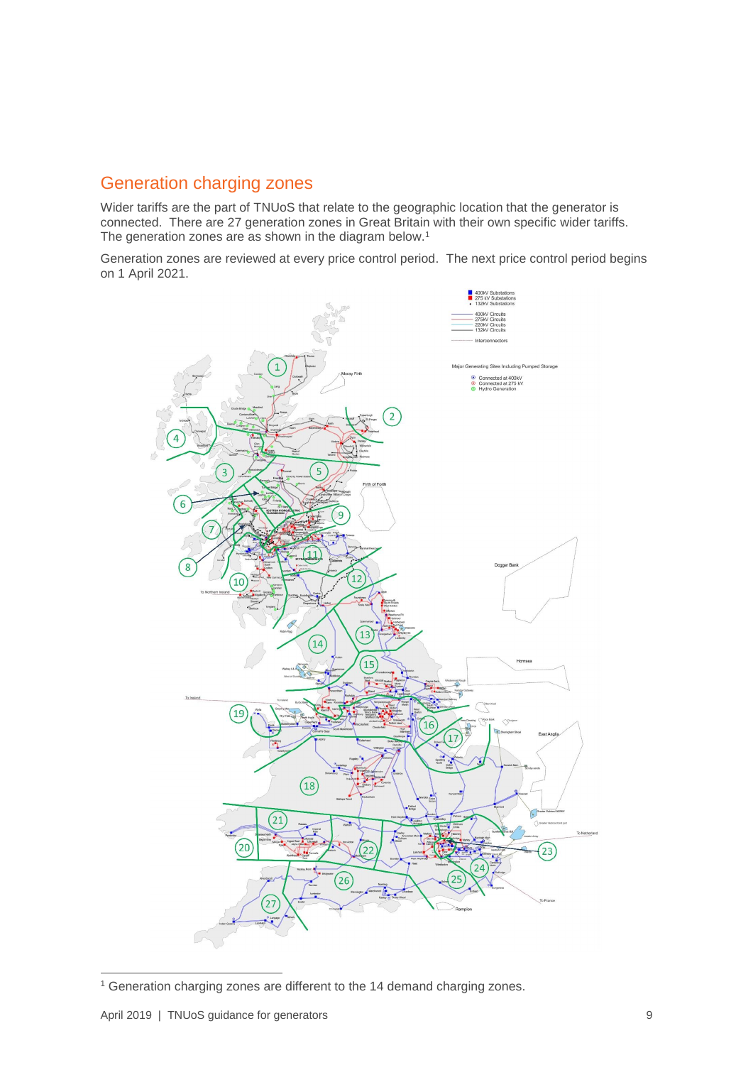## Generation charging zones

Wider tariffs are the part of TNUoS that relate to the geographic location that the generator is connected. There are 27 generation zones in Great Britain with their own specific wider tariffs. The generation zones are as shown in the diagram below.[1]

Generation zones are reviewed at every price control period. The next price control period begins on 1 April 2021.

[1] Generation charging zones are different to the 14 demand charging zones.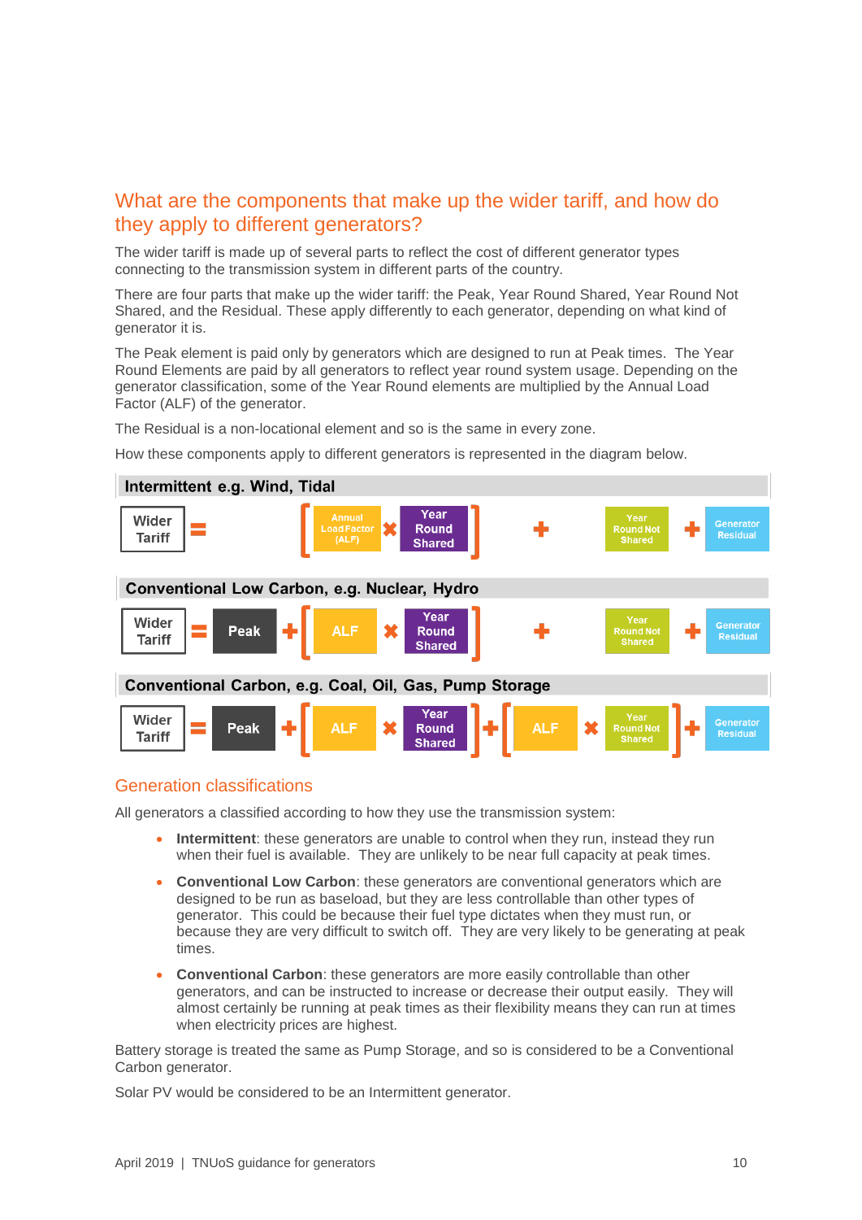## What are the components that make up the wider tariff, and how do they apply to different generators?

The wider tariff is made up of several parts to reflect the cost of different generator types connecting to the transmission system in different parts of the country.

There are four parts that make up the wider tariff: the Peak, Year Round Shared, Year Round Not Shared, and the Residual. These apply differently to each generator, depending on what kind of generator it is.

The Peak element is paid only by generators which are designed to run at Peak times. The Year Round Elements are paid by all generators to reflect year round system usage. Depending on the generator classification, some of the Year Round elements are multiplied by the Annual Load Factor (ALF) of the generator.

The Residual is a non-locational element and so is the same in every zone.

How these components apply to different generators is represented in the diagram below.

**Intermittent e.g. Wind, Tidal**

Wider Tariff = [ Annual Load Factor (ALF) × Year Round Shared ] + Year Round Not Shared + Generator Residual

**Conventional Low Carbon, e.g. Nuclear, Hydro**

Wider Tariff = Peak + [ ALF × Year Round Shared ] + Year Round Shared + Generator Residual

**Conventional Carbon, e.g. Coal, Oil, Gas, Pump Storage**

Wider Tariff = Peak + [ ALF × Year Round Shared ] + [ ALF × Year Round Not Shared ] + Generator Residual

### Generation classifications

All generators a classified according to how they use the transmission system:

- **Intermittent**: these generators are unable to control when they run, instead they run when their fuel is available. They are unlikely to be near full capacity at peak times.
- **Conventional Low Carbon**: these generators are conventional generators which are designed to be run as baseload, but they are less controllable than other types of generator. This could be because their fuel type dictates when they must run, or because they are very difficult to switch off. They are very likely to be generating at peak times.
- **Conventional Carbon**: these generators are more easily controllable than other generators, and can be instructed to increase or decrease their output easily. They will almost certainly be running at peak times as their flexibility means they can run at times when electricity prices are highest.

Battery storage is treated the same as Pump Storage, and so is considered to be a Conventional Carbon generator.

Solar PV would be considered to be an Intermittent generator.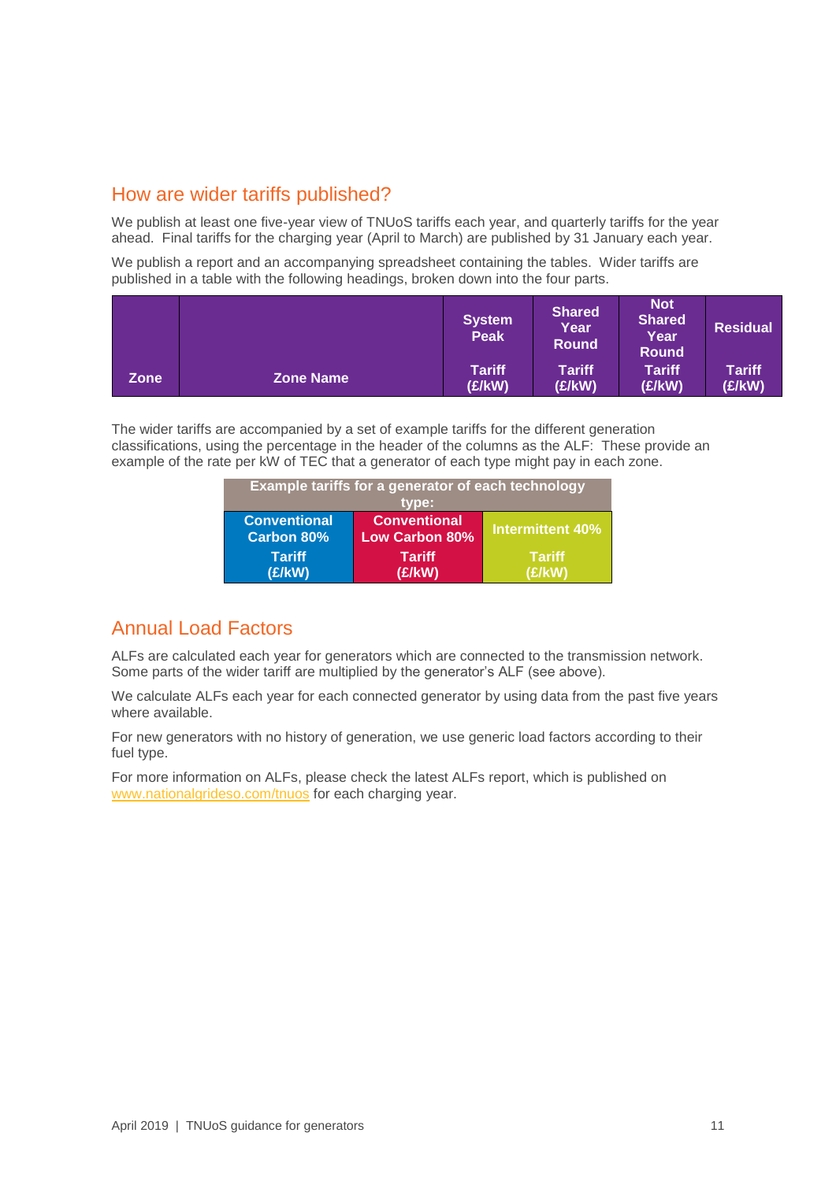## How are wider tariffs published?

We publish at least one five-year view of TNUoS tariffs each year, and quarterly tariffs for the year ahead. Final tariffs for the charging year (April to March) are published by 31 January each year.

We publish a report and an accompanying spreadsheet containing the tables. Wider tariffs are published in a table with the following headings, broken down into the four parts.

| Zone | Zone Name | System Peak Tariff (£/kW) | Shared Year Round Tariff (£/kW) | Not Shared Year Round Tariff (£/kW) | Residual Tariff (£/kW) |
|---|---|---|---|---|---|

The wider tariffs are accompanied by a set of example tariffs for the different generation classifications, using the percentage in the header of the columns as the ALF: These provide an example of the rate per kW of TEC that a generator of each type might pay in each zone.

| Example tariffs for a generator of each technology type: | | |
|---|---|---|
| Conventional Carbon 80% Tariff (£/kW) | Conventional Low Carbon 80% Tariff (£/kW) | Intermittent 40% Tariff (£/kW) |

## Annual Load Factors

ALFs are calculated each year for generators which are connected to the transmission network. Some parts of the wider tariff are multiplied by the generator's ALF (see above).

We calculate ALFs each year for each connected generator by using data from the past five years where available.

For new generators with no history of generation, we use generic load factors according to their fuel type.

For more information on ALFs, please check the latest ALFs report, which is published on www.nationalgrideso.com/tnuos for each charging year.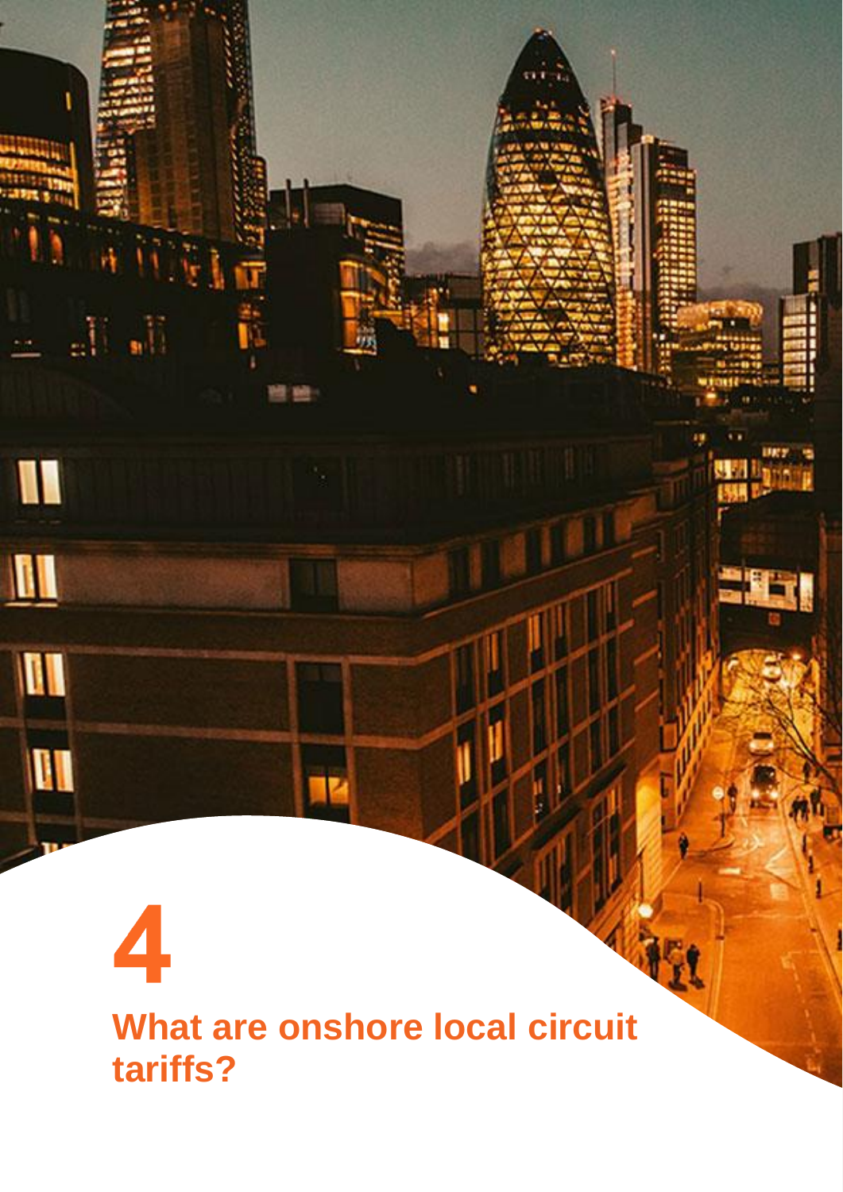# 4

## What are onshore local circuit tariffs?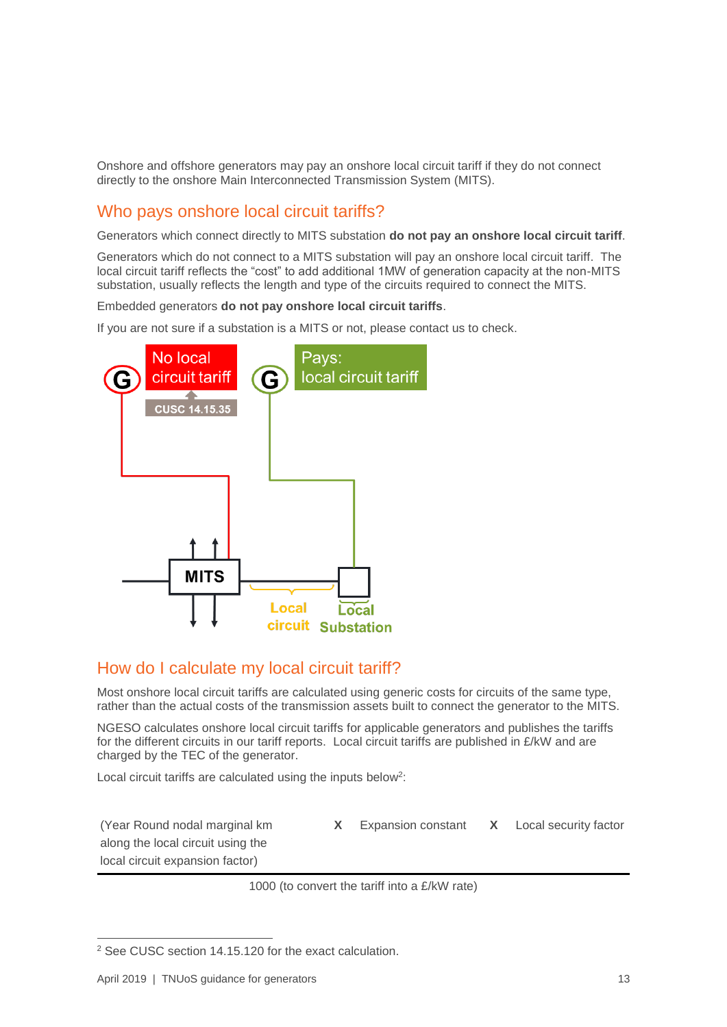Onshore and offshore generators may pay an onshore local circuit tariff if they do not connect directly to the onshore Main Interconnected Transmission System (MITS).

## Who pays onshore local circuit tariffs?

Generators which connect directly to MITS substation **do not pay an onshore local circuit tariff**.

Generators which do not connect to a MITS substation will pay an onshore local circuit tariff. The local circuit tariff reflects the "cost" to add additional 1MW of generation capacity at the non-MITS substation, usually reflects the length and type of the circuits required to connect the MITS.

Embedded generators **do not pay onshore local circuit tariffs**.

If you are not sure if a substation is a MITS or not, please contact us to check.

G — No local circuit tariff — CUSC 14.15.35

G — Pays: local circuit tariff

MITS — Local circuit — Local Substation

## How do I calculate my local circuit tariff?

Most onshore local circuit tariffs are calculated using generic costs for circuits of the same type, rather than the actual costs of the transmission assets built to connect the generator to the MITS.

NGESO calculates onshore local circuit tariffs for applicable generators and publishes the tariffs for the different circuits in our tariff reports. Local circuit tariffs are published in £/kW and are charged by the TEC of the generator.

Local circuit tariffs are calculated using the inputs below[2]:

$$\frac{\text{(Year Round nodal marginal km along the local circuit using the local circuit expansion factor)} \times \text{Expansion constant} \times \text{Local security factor}}{\text{1000 (to convert the tariff into a £/kW rate)}}$$

[2] See CUSC section 14.15.120 for the exact calculation.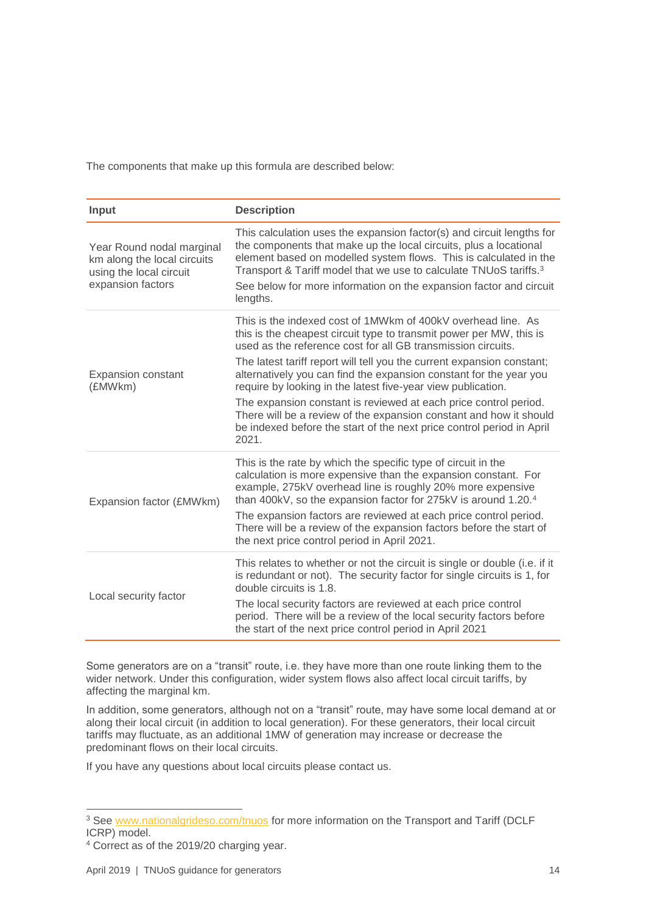The components that make up this formula are described below:

| Input | Description |
| --- | --- |
| Year Round nodal marginal km along the local circuits using the local circuit expansion factors | This calculation uses the expansion factor(s) and circuit lengths for the components that make up the local circuits, plus a locational element based on modelled system flows. This is calculated in the Transport & Tariff model that we use to calculate TNUoS tariffs.[3] See below for more information on the expansion factor and circuit lengths. |
| Expansion constant (£MWkm) | This is the indexed cost of 1MWkm of 400kV overhead line. As this is the cheapest circuit type to transmit power per MW, this is used as the reference cost for all GB transmission circuits. The latest tariff report will tell you the current expansion constant; alternatively you can find the expansion constant for the year you require by looking in the latest five-year view publication. The expansion constant is reviewed at each price control period. There will be a review of the expansion constant and how it should be indexed before the start of the next price control period in April 2021. |
| Expansion factor (£MWkm) | This is the rate by which the specific type of circuit in the calculation is more expensive than the expansion constant. For example, 275kV overhead line is roughly 20% more expensive than 400kV, so the expansion factor for 275kV is around 1.20.[4] The expansion factors are reviewed at each price control period. There will be a review of the expansion factors before the start of the next price control period in April 2021. |
| Local security factor | This relates to whether or not the circuit is single or double (i.e. if it is redundant or not). The security factor for single circuits is 1, for double circuits is 1.8. The local security factors are reviewed at each price control period. There will be a review of the local security factors before the start of the next price control period in April 2021 |

Some generators are on a "transit" route, i.e. they have more than one route linking them to the wider network. Under this configuration, wider system flows also affect local circuit tariffs, by affecting the marginal km.

In addition, some generators, although not on a "transit" route, may have some local demand at or along their local circuit (in addition to local generation). For these generators, their local circuit tariffs may fluctuate, as an additional 1MW of generation may increase or decrease the predominant flows on their local circuits.

If you have any questions about local circuits please contact us.

[3] See www.nationalgrideso.com/tnuos for more information on the Transport and Tariff (DCLF ICRP) model.

[4] Correct as of the 2019/20 charging year.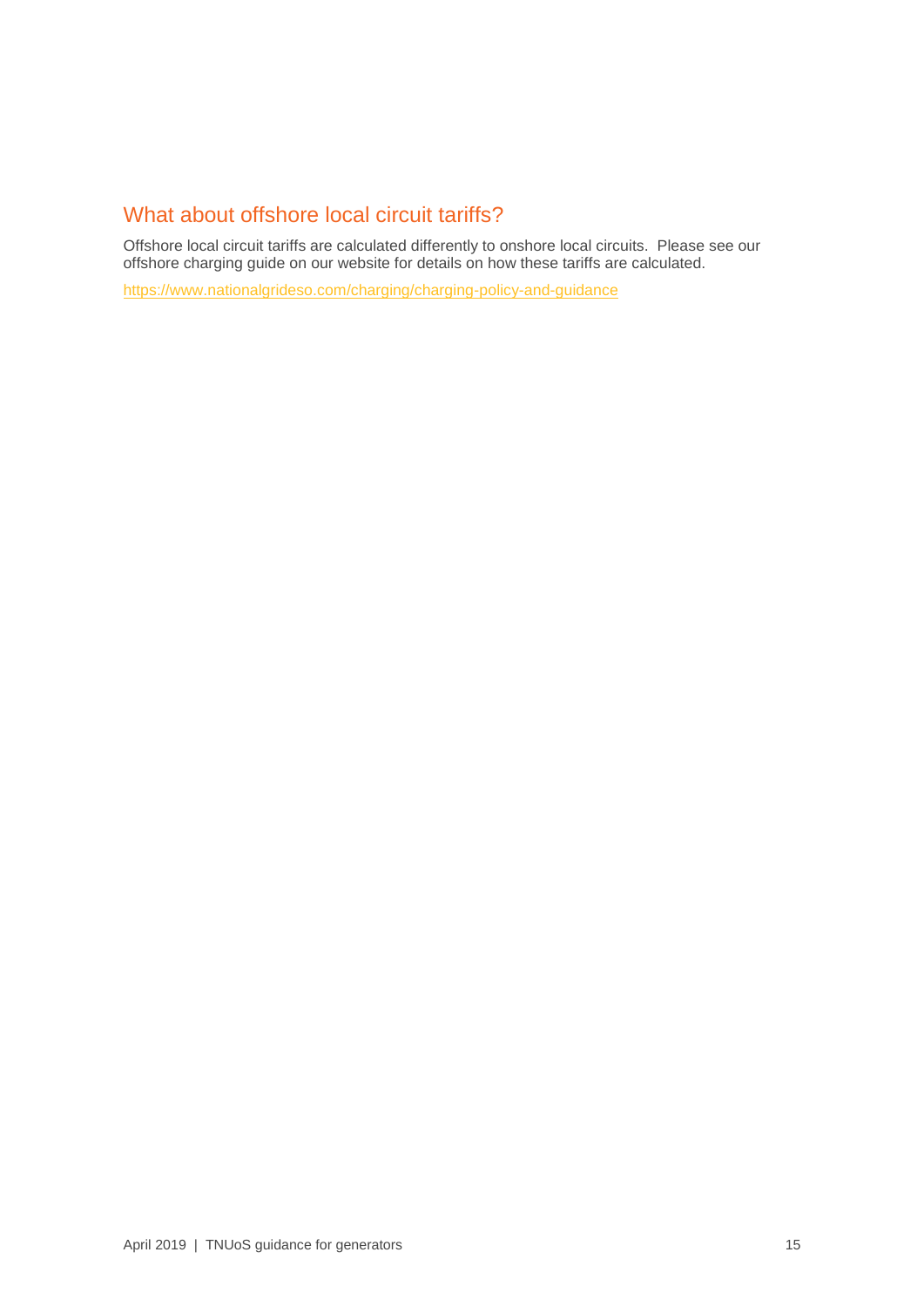## What about offshore local circuit tariffs?

Offshore local circuit tariffs are calculated differently to onshore local circuits. Please see our offshore charging guide on our website for details on how these tariffs are calculated.

https://www.nationalgrideso.com/charging/charging-policy-and-guidance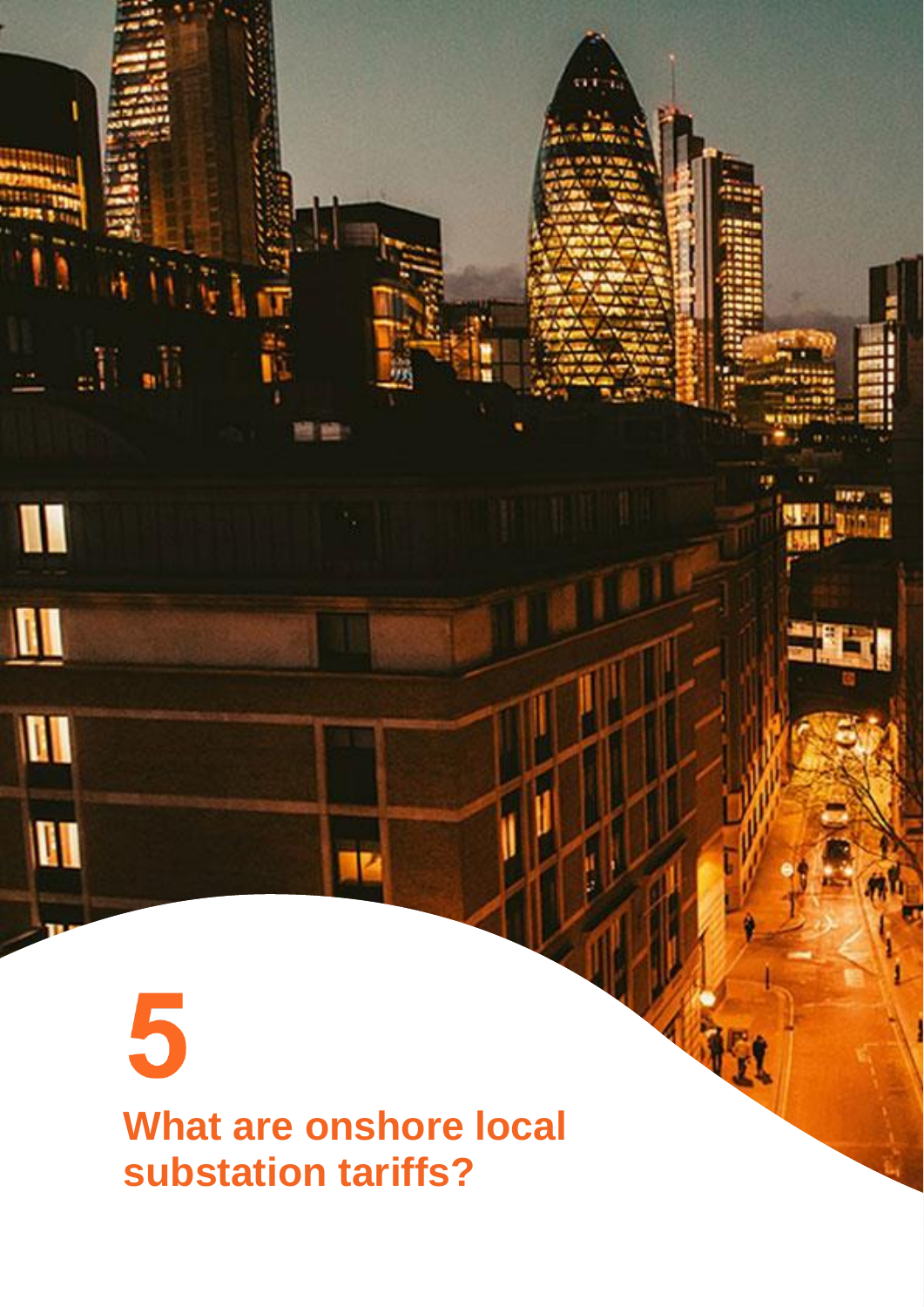# 5

## What are onshore local substation tariffs?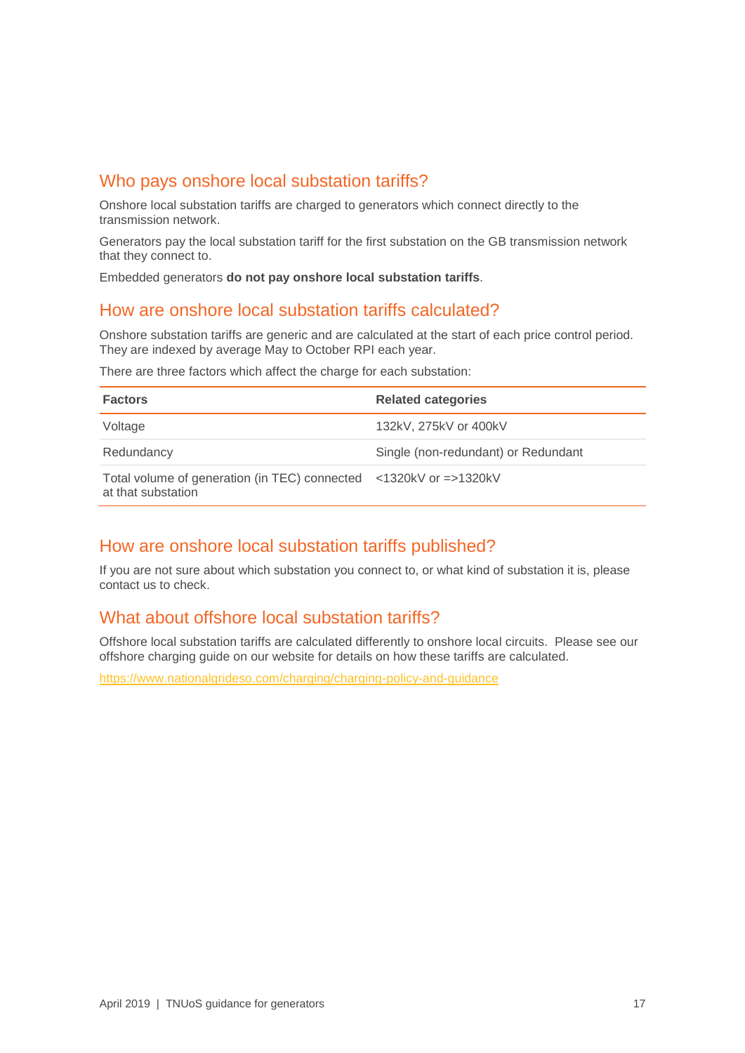## Who pays onshore local substation tariffs?

Onshore local substation tariffs are charged to generators which connect directly to the transmission network.

Generators pay the local substation tariff for the first substation on the GB transmission network that they connect to.

Embedded generators **do not pay onshore local substation tariffs**.

## How are onshore local substation tariffs calculated?

Onshore substation tariffs are generic and are calculated at the start of each price control period. They are indexed by average May to October RPI each year.

There are three factors which affect the charge for each substation:

| Factors | Related categories |
|---|---|
| Voltage | 132kV, 275kV or 400kV |
| Redundancy | Single (non-redundant) or Redundant |
| Total volume of generation (in TEC) connected at that substation | <1320kV or =>1320kV |

## How are onshore local substation tariffs published?

If you are not sure about which substation you connect to, or what kind of substation it is, please contact us to check.

## What about offshore local substation tariffs?

Offshore local substation tariffs are calculated differently to onshore local circuits. Please see our offshore charging guide on our website for details on how these tariffs are calculated.

https://www.nationalgrideso.com/charging/charging-policy-and-guidance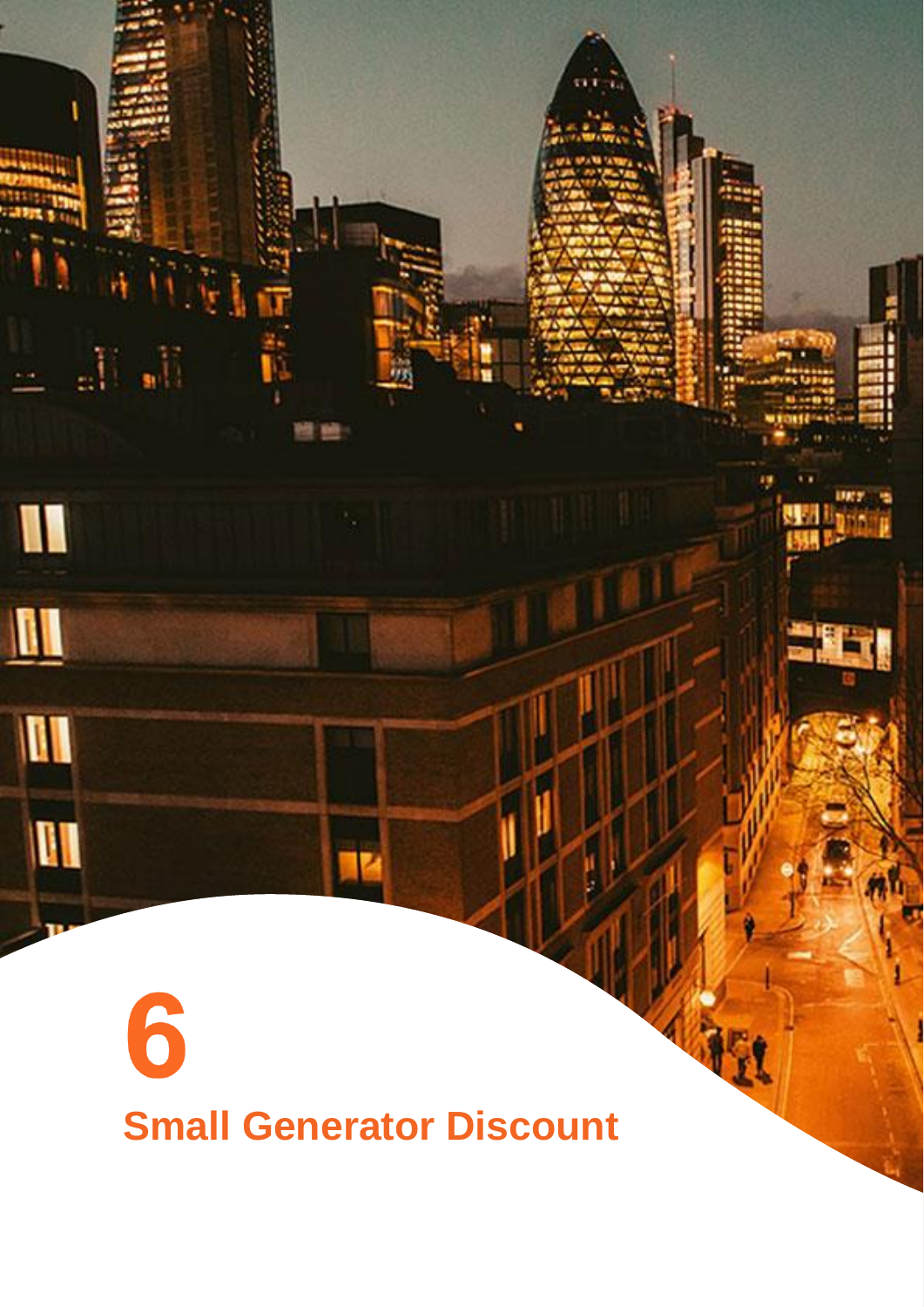# 6 Small Generator Discount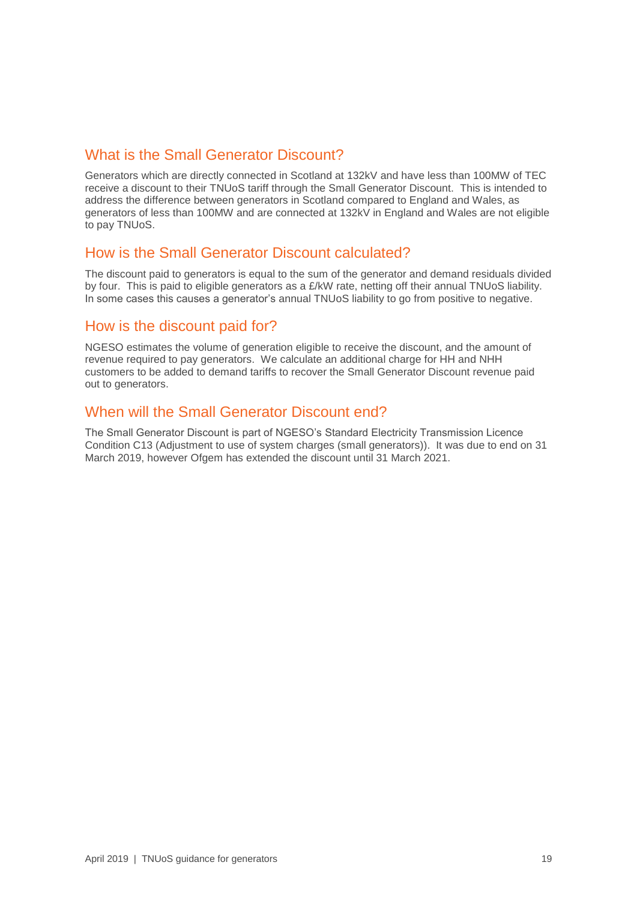## What is the Small Generator Discount?

Generators which are directly connected in Scotland at 132kV and have less than 100MW of TEC receive a discount to their TNUoS tariff through the Small Generator Discount. This is intended to address the difference between generators in Scotland compared to England and Wales, as generators of less than 100MW and are connected at 132kV in England and Wales are not eligible to pay TNUoS.

## How is the Small Generator Discount calculated?

The discount paid to generators is equal to the sum of the generator and demand residuals divided by four. This is paid to eligible generators as a £/kW rate, netting off their annual TNUoS liability. In some cases this causes a generator's annual TNUoS liability to go from positive to negative.

## How is the discount paid for?

NGESO estimates the volume of generation eligible to receive the discount, and the amount of revenue required to pay generators. We calculate an additional charge for HH and NHH customers to be added to demand tariffs to recover the Small Generator Discount revenue paid out to generators.

## When will the Small Generator Discount end?

The Small Generator Discount is part of NGESO's Standard Electricity Transmission Licence Condition C13 (Adjustment to use of system charges (small generators)). It was due to end on 31 March 2019, however Ofgem has extended the discount until 31 March 2021.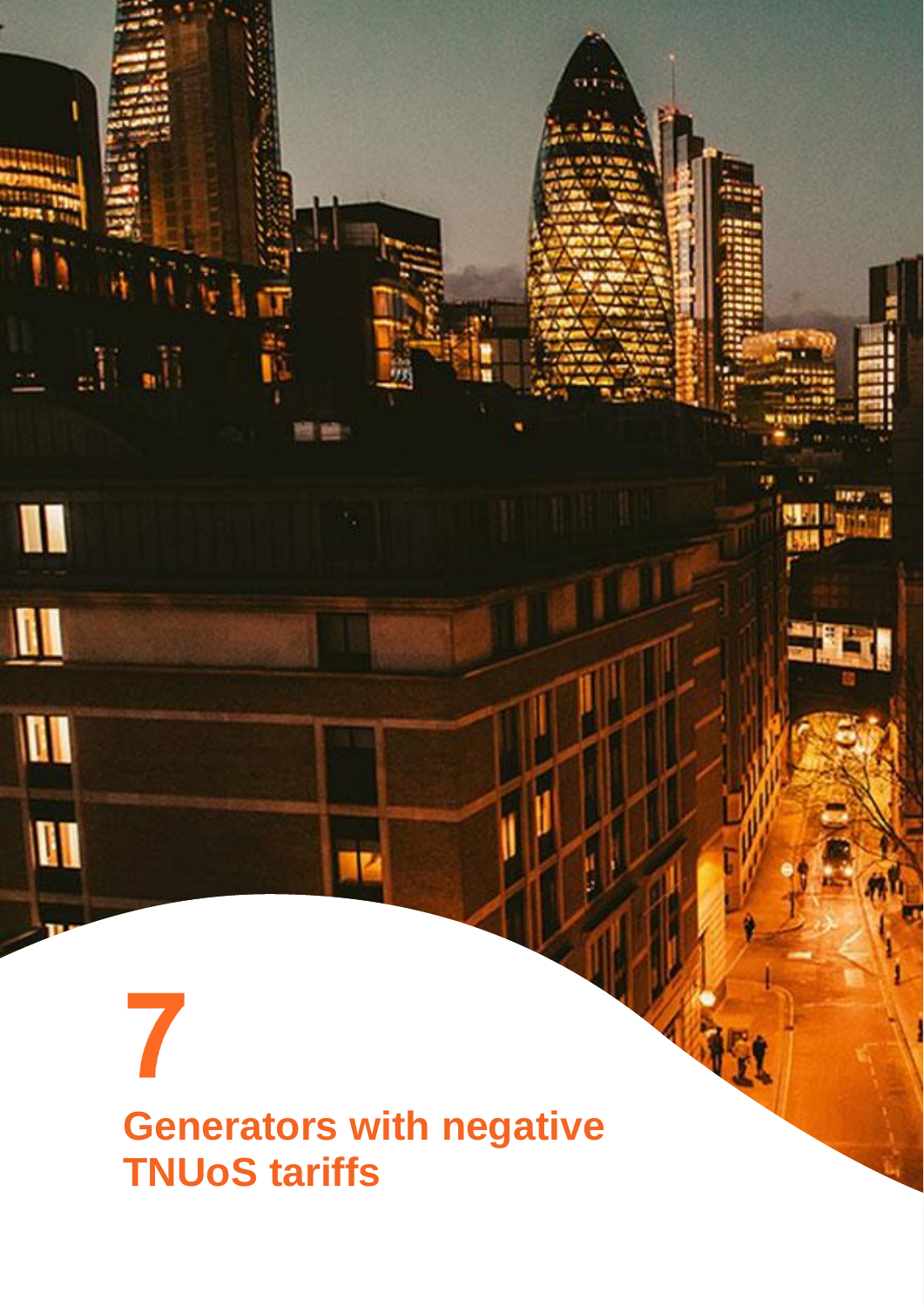# 7

# Generators with negative TNUoS tariffs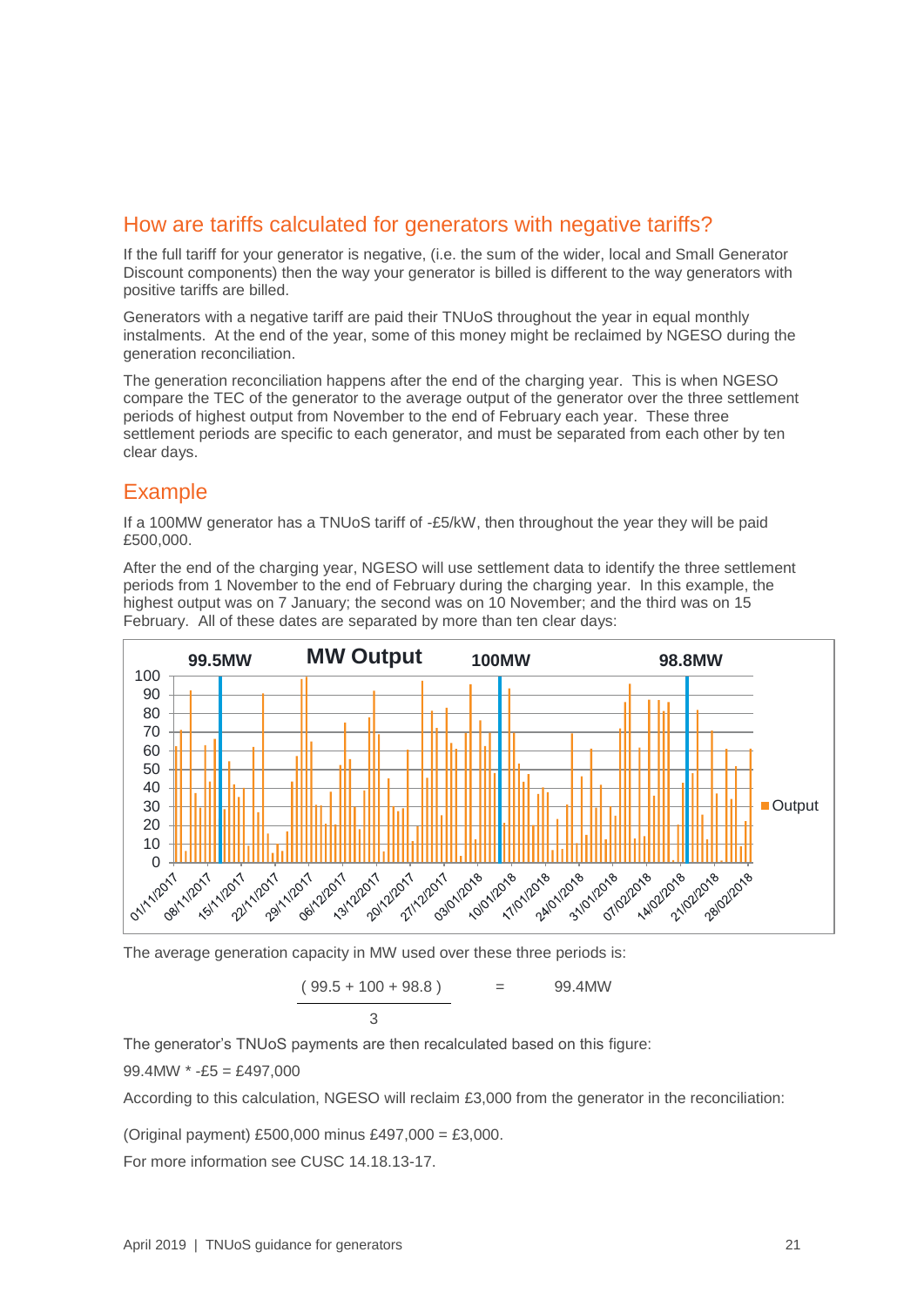## How are tariffs calculated for generators with negative tariffs?

If the full tariff for your generator is negative, (i.e. the sum of the wider, local and Small Generator Discount components) then the way your generator is billed is different to the way generators with positive tariffs are billed.

Generators with a negative tariff are paid their TNUoS throughout the year in equal monthly instalments. At the end of the year, some of this money might be reclaimed by NGESO during the generation reconciliation.

The generation reconciliation happens after the end of the charging year. This is when NGESO compare the TEC of the generator to the average output of the generator over the three settlement periods of highest output from November to the end of February each year. These three settlement periods are specific to each generator, and must be separated from each other by ten clear days.

## Example

If a 100MW generator has a TNUoS tariff of -£5/kW, then throughout the year they will be paid £500,000.

After the end of the charging year, NGESO will use settlement data to identify the three settlement periods from 1 November to the end of February during the charging year. In this example, the highest output was on 7 January; the second was on 10 November; and the third was on 15 February. All of these dates are separated by more than ten clear days:

The average generation capacity in MW used over these three periods is:

$$\frac{(99.5 + 100 + 98.8)}{3} = 99.4\text{MW}$$

The generator's TNUoS payments are then recalculated based on this figure:

99.4MW * -£5 = £497,000

According to this calculation, NGESO will reclaim £3,000 from the generator in the reconciliation:

(Original payment) £500,000 minus £497,000 = £3,000.

For more information see CUSC 14.18.13-17.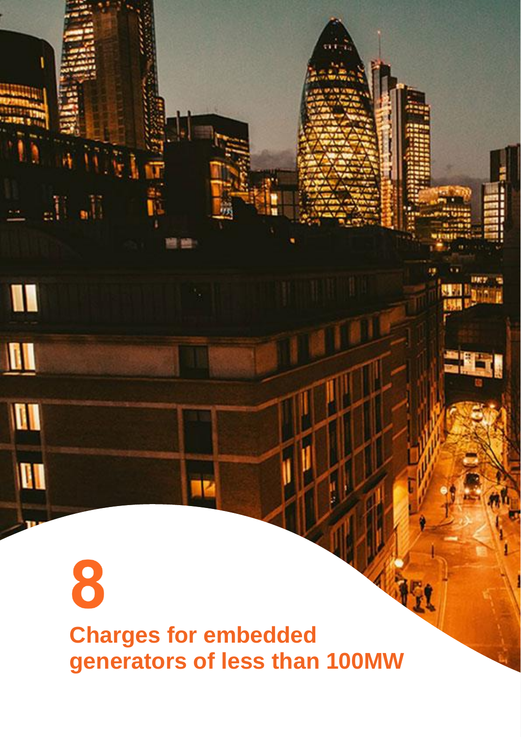# 8

## Charges for embedded generators of less than 100MW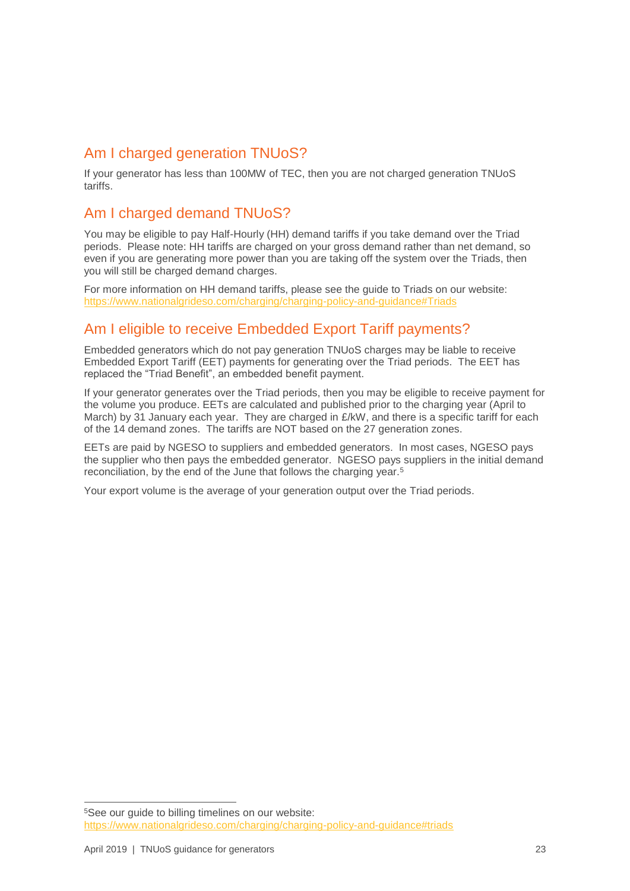## Am I charged generation TNUoS?

If your generator has less than 100MW of TEC, then you are not charged generation TNUoS tariffs.

## Am I charged demand TNUoS?

You may be eligible to pay Half-Hourly (HH) demand tariffs if you take demand over the Triad periods. Please note: HH tariffs are charged on your gross demand rather than net demand, so even if you are generating more power than you are taking off the system over the Triads, then you will still be charged demand charges.

For more information on HH demand tariffs, please see the guide to Triads on our website: https://www.nationalgrideso.com/charging/charging-policy-and-guidance#Triads

## Am I eligible to receive Embedded Export Tariff payments?

Embedded generators which do not pay generation TNUoS charges may be liable to receive Embedded Export Tariff (EET) payments for generating over the Triad periods. The EET has replaced the "Triad Benefit", an embedded benefit payment.

If your generator generates over the Triad periods, then you may be eligible to receive payment for the volume you produce. EETs are calculated and published prior to the charging year (April to March) by 31 January each year. They are charged in £/kW, and there is a specific tariff for each of the 14 demand zones. The tariffs are NOT based on the 27 generation zones.

EETs are paid by NGESO to suppliers and embedded generators. In most cases, NGESO pays the supplier who then pays the embedded generator. NGESO pays suppliers in the initial demand reconciliation, by the end of the June that follows the charging year.[5]

Your export volume is the average of your generation output over the Triad periods.

[5] See our guide to billing timelines on our website: https://www.nationalgrideso.com/charging/charging-policy-and-guidance#triads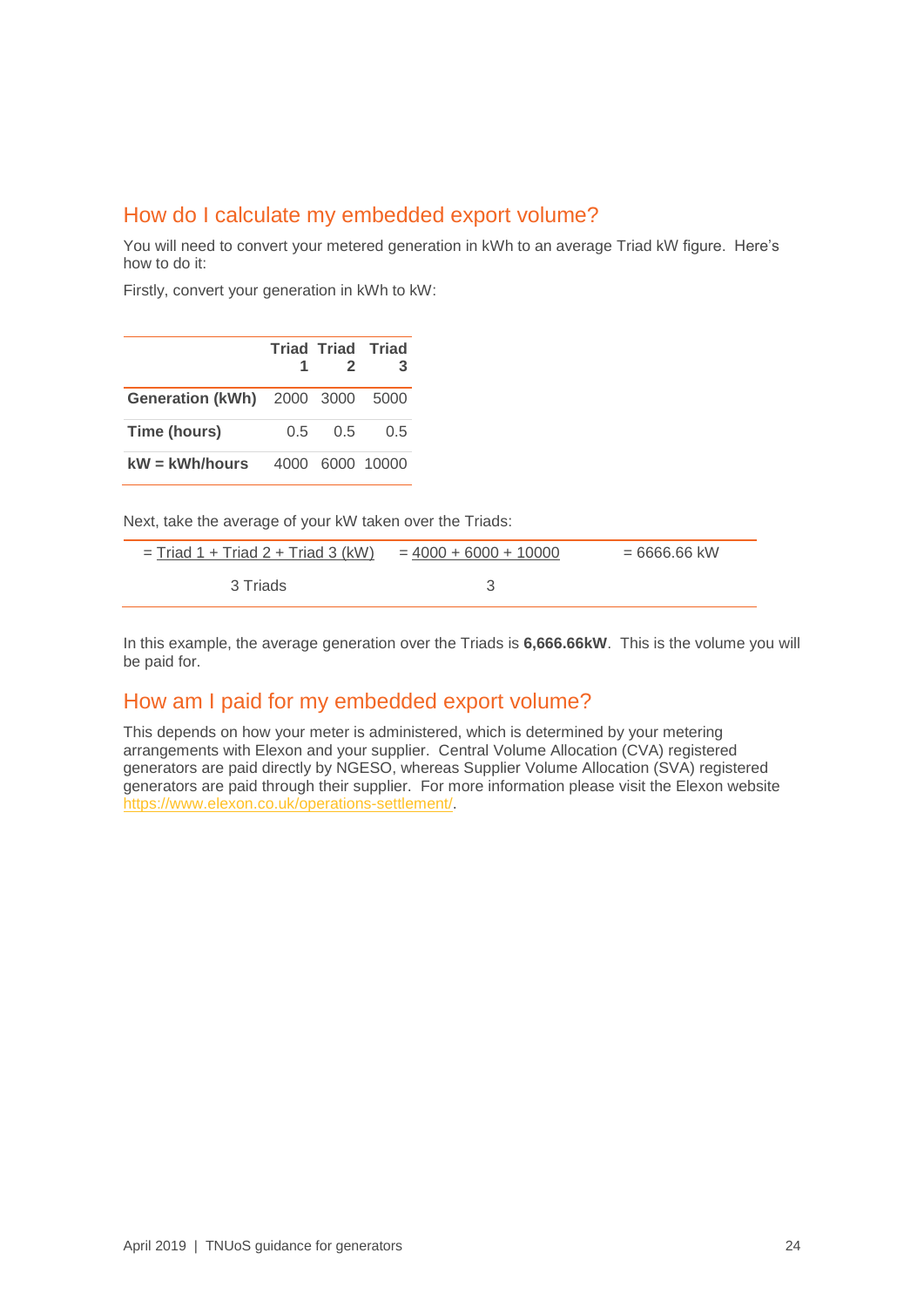## How do I calculate my embedded export volume?

You will need to convert your metered generation in kWh to an average Triad kW figure. Here's how to do it:

Firstly, convert your generation in kWh to kW:

| | Triad 1 | Triad 2 | Triad 3 |
|---|---|---|---|
| **Generation (kWh)** | 2000 | 3000 | 5000 |
| **Time (hours)** | 0.5 | 0.5 | 0.5 |
| **kW = kWh/hours** | 4000 | 6000 | 10000 |

Next, take the average of your kW taken over the Triads:

$$= \frac{\text{Triad 1 + Triad 2 + Triad 3 (kW)}}{\text{3 Triads}} = \frac{4000 + 6000 + 10000}{3} = 6666.66 \text{ kW}$$

In this example, the average generation over the Triads is **6,666.66kW**. This is the volume you will be paid for.

## How am I paid for my embedded export volume?

This depends on how your meter is administered, which is determined by your metering arrangements with Elexon and your supplier. Central Volume Allocation (CVA) registered generators are paid directly by NGESO, whereas Supplier Volume Allocation (SVA) registered generators are paid through their supplier. For more information please visit the Elexon website https://www.elexon.co.uk/operations-settlement/.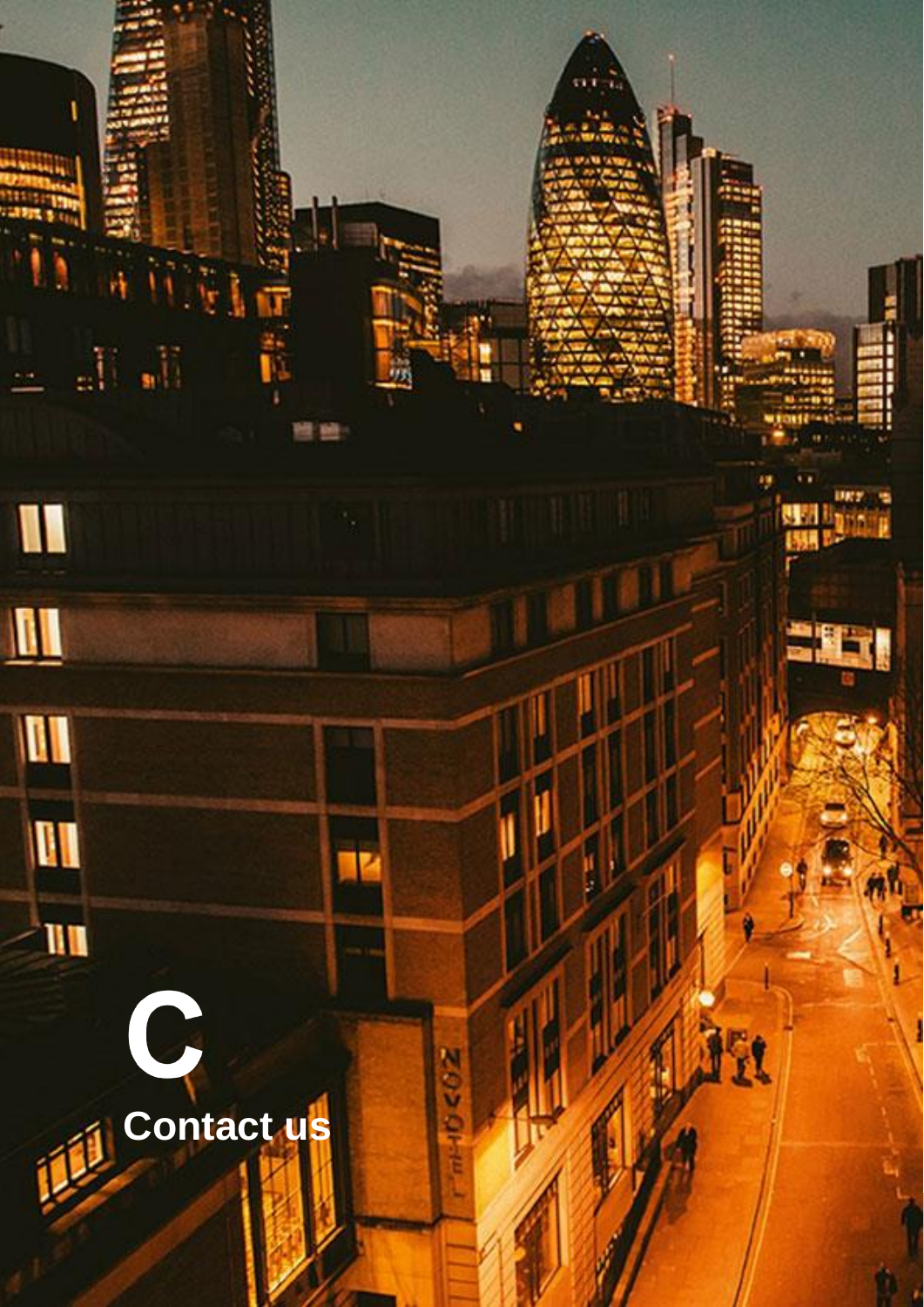# C

## Contact us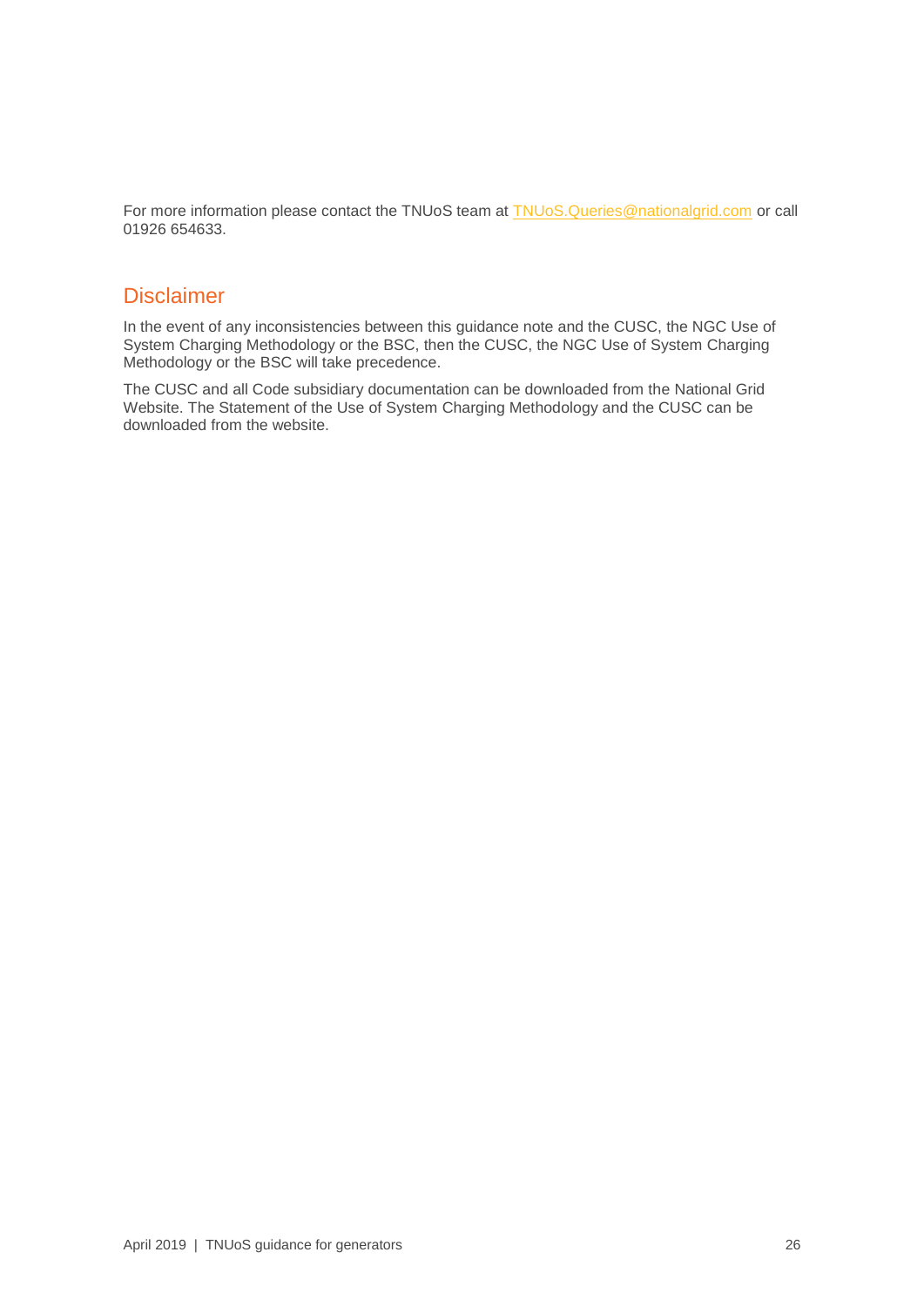For more information please contact the TNUoS team at [TNUoS.Queries@nationalgrid.com](mailto:TNUoS.Queries@nationalgrid.com) or call 01926 654633.

## Disclaimer

In the event of any inconsistencies between this guidance note and the CUSC, the NGC Use of System Charging Methodology or the BSC, then the CUSC, the NGC Use of System Charging Methodology or the BSC will take precedence.

The CUSC and all Code subsidiary documentation can be downloaded from the National Grid Website. The Statement of the Use of System Charging Methodology and the CUSC can be downloaded from the website.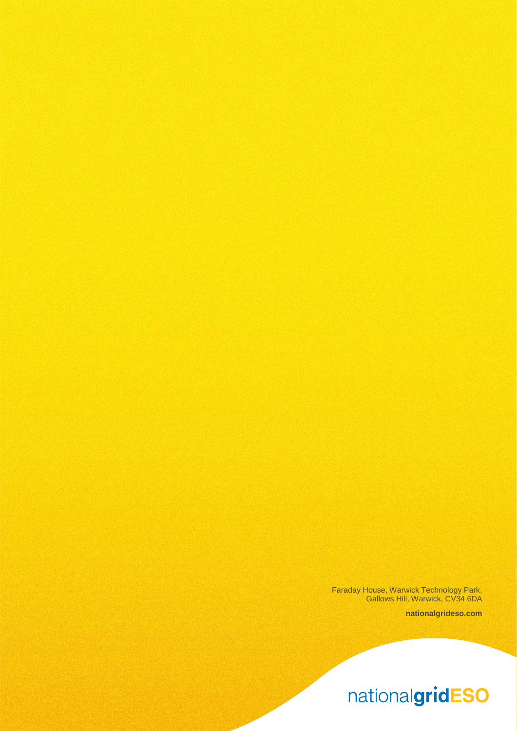Faraday House, Warwick Technology Park,
Gallows Hill, Warwick, CV34 6DA

**nationalgrideso.com**

nationalgridESO